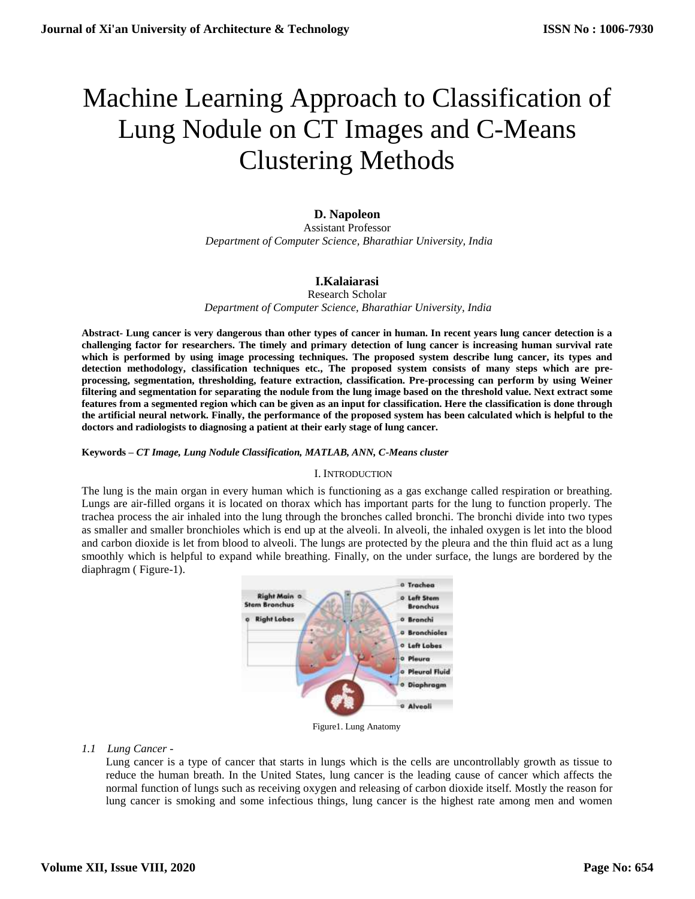# Machine Learning Approach to Classification of Lung Nodule on CT Images and C-Means Clustering Methods

**D. Napoleon**
Assistant Professor
*Department of Computer Science, Bharathiar University, India*

**I.Kalaiarasi**
Research Scholar
*Department of Computer Science, Bharathiar University, India*

**Abstract- Lung cancer is very dangerous than other types of cancer in human. In recent years lung cancer detection is a challenging factor for researchers. The timely and primary detection of lung cancer is increasing human survival rate which is performed by using image processing techniques. The proposed system describe lung cancer, its types and detection methodology, classification techniques etc., The proposed system consists of many steps which are pre-processing, segmentation, thresholding, feature extraction, classification. Pre-processing can perform by using Weiner filtering and segmentation for separating the nodule from the lung image based on the threshold value. Next extract some features from a segmented region which can be given as an input for classification. Here the classification is done through the artificial neural network. Finally, the performance of the proposed system has been calculated which is helpful to the doctors and radiologists to diagnosing a patient at their early stage of lung cancer.**

**Keywords –** ***CT Image, Lung Nodule Classification, MATLAB, ANN, C-Means cluster***

## I. INTRODUCTION

The lung is the main organ in every human which is functioning as a gas exchange called respiration or breathing. Lungs are air-filled organs it is located on thorax which has important parts for the lung to function properly. The trachea process the air inhaled into the lung through the bronches called bronchi. The bronchi divide into two types as smaller and smaller bronchioles which is end up at the alveoli. In alveoli, the inhaled oxygen is let into the blood and carbon dioxide is let from blood to alveoli. The lungs are protected by the pleura and the thin fluid act as a lung smoothly which is helpful to expand while breathing. Finally, on the under surface, the lungs are bordered by the diaphragm ( Figure-1).

Figure1. Lung Anatomy

### *1.1 Lung Cancer -*

Lung cancer is a type of cancer that starts in lungs which is the cells are uncontrollably growth as tissue to reduce the human breath. In the United States, lung cancer is the leading cause of cancer which affects the normal function of lungs such as receiving oxygen and releasing of carbon dioxide itself. Mostly the reason for lung cancer is smoking and some infectious things, lung cancer is the highest rate among men and women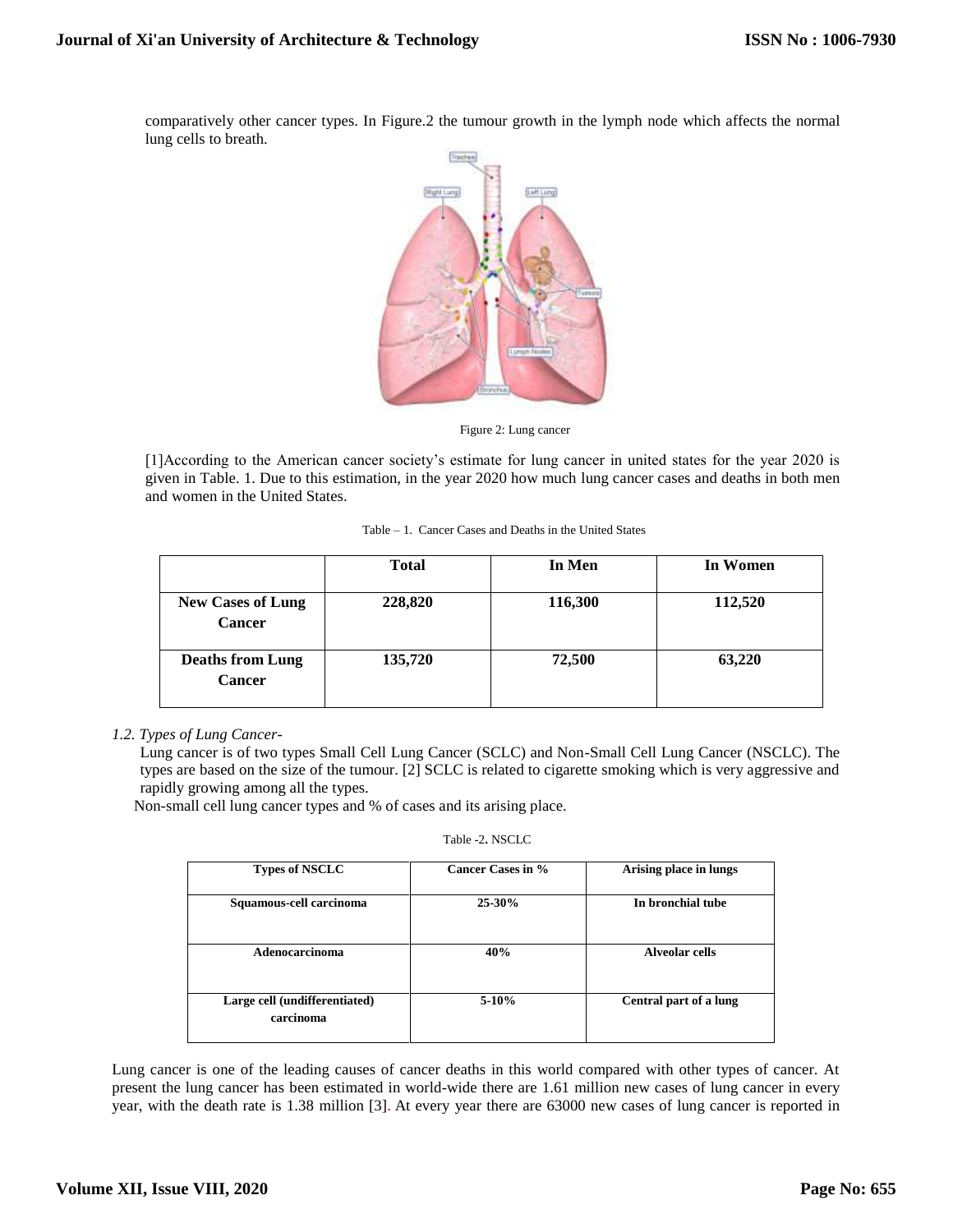comparatively other cancer types. In Figure.2 the tumour growth in the lymph node which affects the normal lung cells to breath.

Figure 2: Lung cancer

[1]According to the American cancer society's estimate for lung cancer in united states for the year 2020 is given in Table. 1. Due to this estimation, in the year 2020 how much lung cancer cases and deaths in both men and women in the United States.

Table – 1. Cancer Cases and Deaths in the United States

| | **Total** | **In Men** | **In Women** |
|---|---|---|---|
| **New Cases of Lung Cancer** | **228,820** | **116,300** | **112,520** |
| **Deaths from Lung Cancer** | **135,720** | **72,500** | **63,220** |

*1.2. Types of Lung Cancer-*

Lung cancer is of two types Small Cell Lung Cancer (SCLC) and Non-Small Cell Lung Cancer (NSCLC). The types are based on the size of the tumour. [2] SCLC is related to cigarette smoking which is very aggressive and rapidly growing among all the types.

Non-small cell lung cancer types and % of cases and its arising place.

Table -2. NSCLC

| **Types of NSCLC** | **Cancer Cases in %** | **Arising place in lungs** |
|---|---|---|
| **Squamous-cell carcinoma** | **25-30%** | **In bronchial tube** |
| **Adenocarcinoma** | **40%** | **Alveolar cells** |
| **Large cell (undifferentiated) carcinoma** | **5-10%** | **Central part of a lung** |

Lung cancer is one of the leading causes of cancer deaths in this world compared with other types of cancer. At present the lung cancer has been estimated in world-wide there are 1.61 million new cases of lung cancer in every year, with the death rate is 1.38 million [3]. At every year there are 63000 new cases of lung cancer is reported in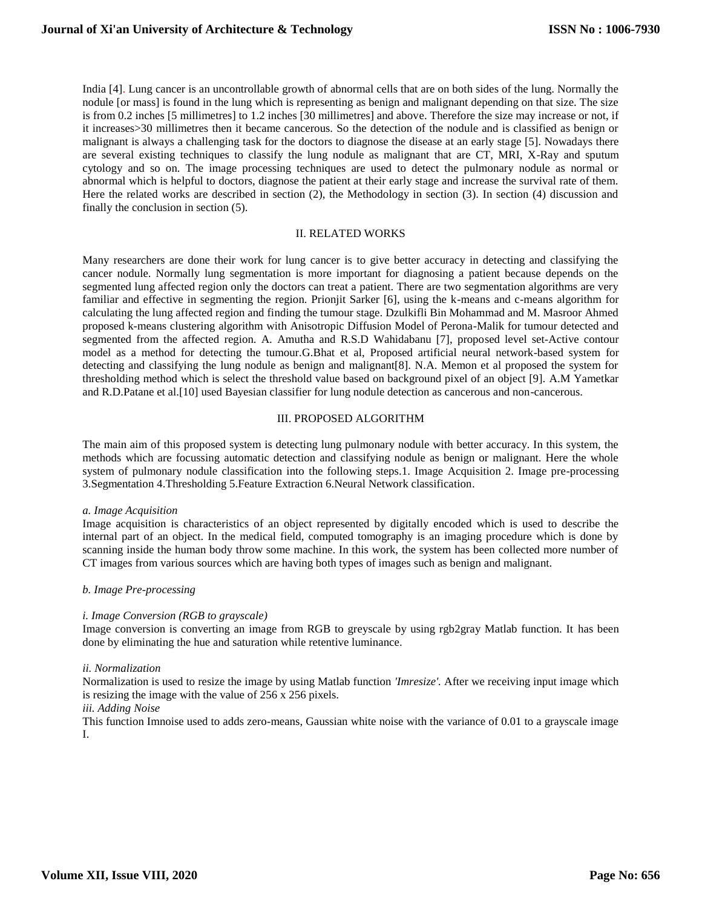India [4]. Lung cancer is an uncontrollable growth of abnormal cells that are on both sides of the lung. Normally the nodule [or mass] is found in the lung which is representing as benign and malignant depending on that size. The size is from 0.2 inches [5 millimetres] to 1.2 inches [30 millimetres] and above. Therefore the size may increase or not, if it increases>30 millimetres then it became cancerous. So the detection of the nodule and is classified as benign or malignant is always a challenging task for the doctors to diagnose the disease at an early stage [5]. Nowadays there are several existing techniques to classify the lung nodule as malignant that are CT, MRI, X-Ray and sputum cytology and so on. The image processing techniques are used to detect the pulmonary nodule as normal or abnormal which is helpful to doctors, diagnose the patient at their early stage and increase the survival rate of them. Here the related works are described in section (2), the Methodology in section (3). In section (4) discussion and finally the conclusion in section (5).

## II. RELATED WORKS

Many researchers are done their work for lung cancer is to give better accuracy in detecting and classifying the cancer nodule. Normally lung segmentation is more important for diagnosing a patient because depends on the segmented lung affected region only the doctors can treat a patient. There are two segmentation algorithms are very familiar and effective in segmenting the region. Prionjit Sarker [6], using the k-means and c-means algorithm for calculating the lung affected region and finding the tumour stage. Dzulkifli Bin Mohammad and M. Masroor Ahmed proposed k-means clustering algorithm with Anisotropic Diffusion Model of Perona-Malik for tumour detected and segmented from the affected region. A. Amutha and R.S.D Wahidabanu [7], proposed level set-Active contour model as a method for detecting the tumour.G.Bhat et al, Proposed artificial neural network-based system for detecting and classifying the lung nodule as benign and malignant[8]. N.A. Memon et al proposed the system for thresholding method which is select the threshold value based on background pixel of an object [9]. A.M Yametkar and R.D.Patane et al.[10] used Bayesian classifier for lung nodule detection as cancerous and non-cancerous.

## III. PROPOSED ALGORITHM

The main aim of this proposed system is detecting lung pulmonary nodule with better accuracy. In this system, the methods which are focussing automatic detection and classifying nodule as benign or malignant. Here the whole system of pulmonary nodule classification into the following steps.1. Image Acquisition 2. Image pre-processing 3.Segmentation 4.Thresholding 5.Feature Extraction 6.Neural Network classification.

### *a. Image Acquisition*

Image acquisition is characteristics of an object represented by digitally encoded which is used to describe the internal part of an object. In the medical field, computed tomography is an imaging procedure which is done by scanning inside the human body throw some machine. In this work, the system has been collected more number of CT images from various sources which are having both types of images such as benign and malignant.

### *b. Image Pre-processing*

#### *i. Image Conversion (RGB to grayscale)*

Image conversion is converting an image from RGB to greyscale by using rgb2gray Matlab function. It has been done by eliminating the hue and saturation while retentive luminance.

#### *ii. Normalization*

Normalization is used to resize the image by using Matlab function *'Imresize'.* After we receiving input image which is resizing the image with the value of 256 x 256 pixels.

#### *iii. Adding Noise*

This function Imnoise used to adds zero-means, Gaussian white noise with the variance of 0.01 to a grayscale image I.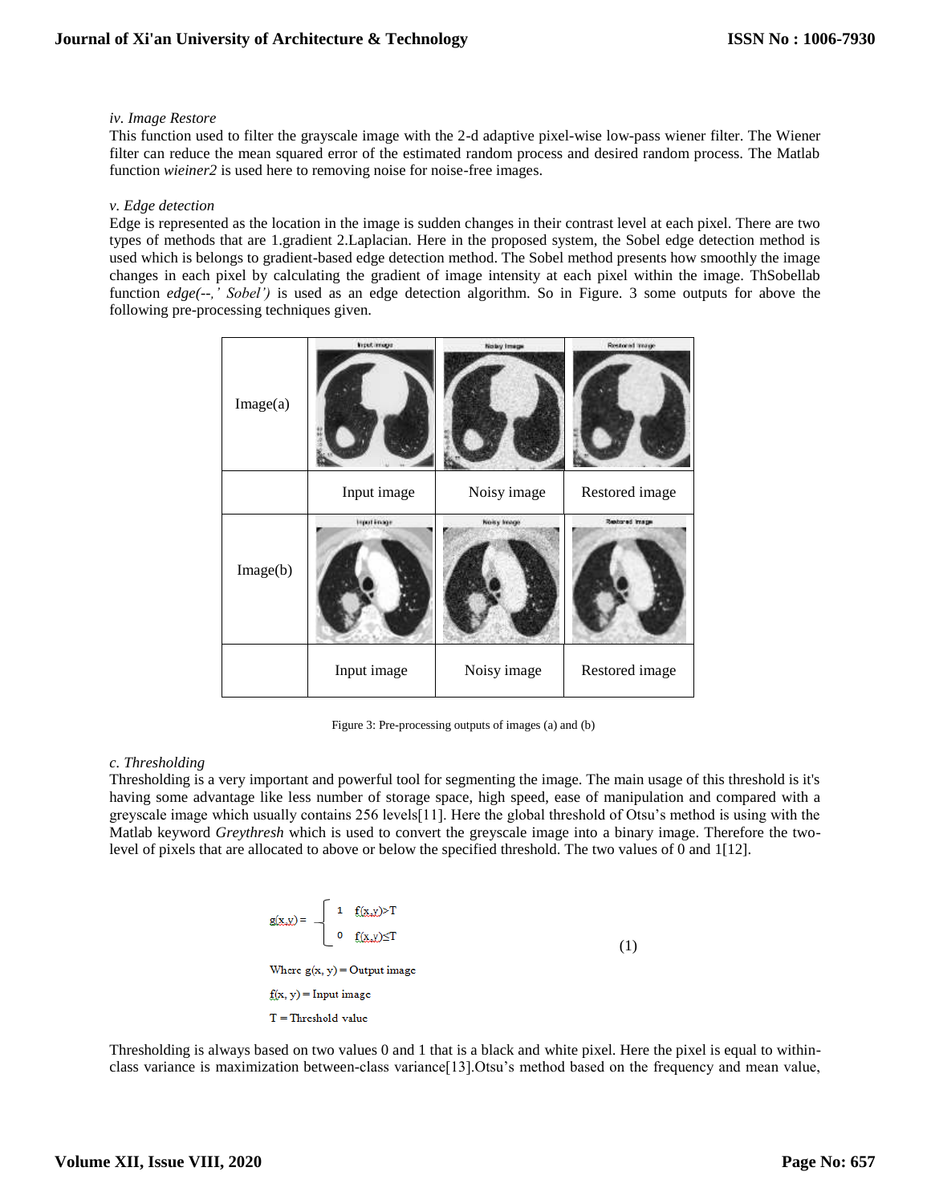*iv. Image Restore*

This function used to filter the grayscale image with the 2-d adaptive pixel-wise low-pass wiener filter. The Wiener filter can reduce the mean squared error of the estimated random process and desired random process. The Matlab function *wieiner2* is used here to removing noise for noise-free images.

*v. Edge detection*

Edge is represented as the location in the image is sudden changes in their contrast level at each pixel. There are two types of methods that are 1.gradient 2.Laplacian. Here in the proposed system, the Sobel edge detection method is used which is belongs to gradient-based edge detection method. The Sobel method presents how smoothly the image changes in each pixel by calculating the gradient of image intensity at each pixel within the image. ThSobellab function *edge(--,' Sobel')* is used as an edge detection algorithm. So in Figure. 3 some outputs for above the following pre-processing techniques given.

| Image(a) | | | |
|---|---|---|---|
| | Input image | Noisy image | Restored image |
| Image(b) | | | |
| | Input image | Noisy image | Restored image |

Figure 3: Pre-processing outputs of images (a) and (b)

*c. Thresholding*

Thresholding is a very important and powerful tool for segmenting the image. The main usage of this threshold is it's having some advantage like less number of storage space, high speed, ease of manipulation and compared with a greyscale image which usually contains 256 levels[11]. Here the global threshold of Otsu's method is using with the Matlab keyword *Greythresh* which is used to convert the greyscale image into a binary image. Therefore the two-level of pixels that are allocated to above or below the specified threshold. The two values of 0 and 1[12].

$$g(x,y) = \begin{cases} 1 & f(x,y) > T \\ 0 & f(x,y) \leq T \end{cases} \tag{1}$$

Where $g(x, y)$ = Output image

$f(x, y)$ = Input image

$T$ = Threshold value

Thresholding is always based on two values 0 and 1 that is a black and white pixel. Here the pixel is equal to within-class variance is maximization between-class variance[13].Otsu's method based on the frequency and mean value,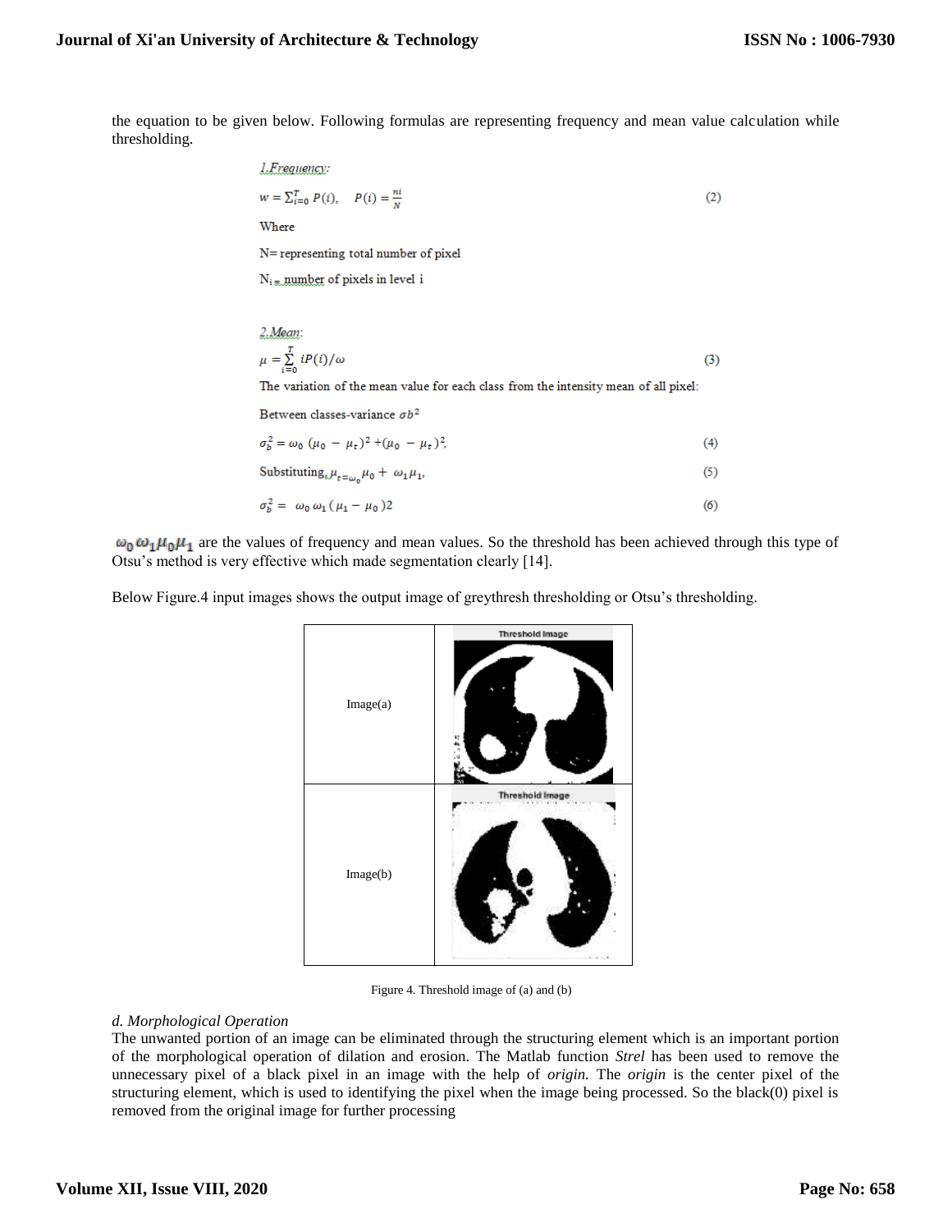the equation to be given below. Following formulas are representing frequency and mean value calculation while thresholding.

*1.Frequency:*

$$w = \sum_{i=0}^{T} P(i), \quad P(i) = \frac{ni}{N} \tag{2}$$

Where

N= representing total number of pixel

$N_i$ = number of pixels in level i

*2.Mean:*

$$\mu = \sum_{i=0}^{T} iP(i)/\omega \tag{3}$$

The variation of the mean value for each class from the intensity mean of all pixel:

Between classes-variance $\sigma b^2$

$$\sigma_b^2 = \omega_0 (\mu_0 - \mu_t)^2 + (\mu_0 - \mu_t)^2, \tag{4}$$

Substituting, $\mu_{t=\omega_0} \mu_0 + \omega_1 \mu_1$, (5)

$$\sigma_b^2 = \omega_0 \, \omega_1 \, (\mu_1 - \mu_0 )2 \tag{6}$$

$\omega_0 \omega_1 \mu_0 \mu_1$ are the values of frequency and mean values. So the threshold has been achieved through this type of Otsu's method is very effective which made segmentation clearly [14].

Below Figure.4 input images shows the output image of greythresh thresholding or Otsu's thresholding.

| Image(a) | |
|---|---|
| Image(b) | |

Figure 4. Threshold image of (a) and (b)

*d. Morphological Operation*

The unwanted portion of an image can be eliminated through the structuring element which is an important portion of the morphological operation of dilation and erosion. The Matlab function *Strel* has been used to remove the unnecessary pixel of a black pixel in an image with the help of *origin.* The *origin* is the center pixel of the structuring element, which is used to identifying the pixel when the image being processed. So the black(0) pixel is removed from the original image for further processing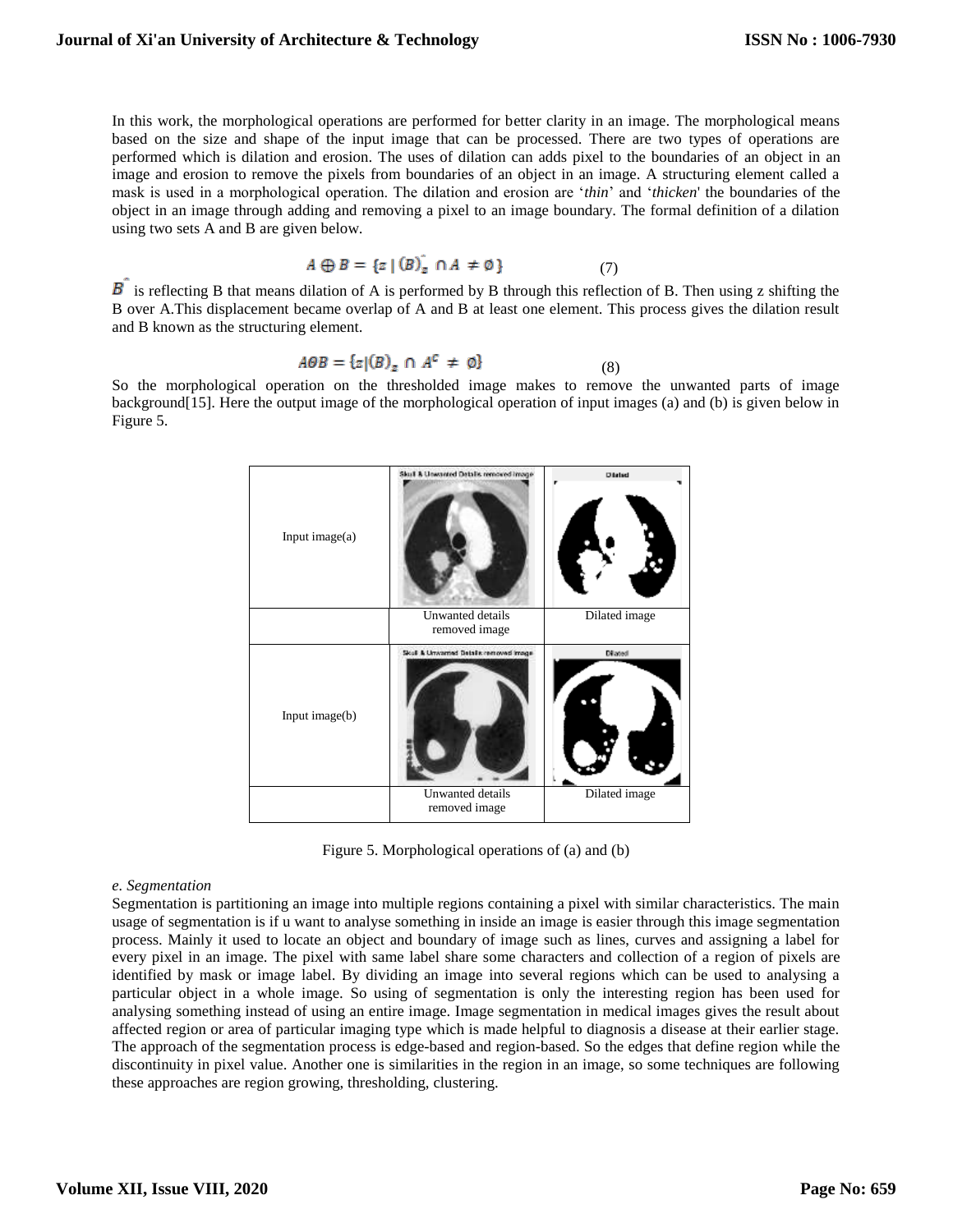In this work, the morphological operations are performed for better clarity in an image. The morphological means based on the size and shape of the input image that can be processed. There are two types of operations are performed which is dilation and erosion. The uses of dilation can adds pixel to the boundaries of an object in an image and erosion to remove the pixels from boundaries of an object in an image. A structuring element called a mask is used in a morphological operation. The dilation and erosion are '*thin*' and '*thicken*' the boundaries of the object in an image through adding and removing a pixel to an image boundary. The formal definition of a dilation using two sets A and B are given below.

$$A \oplus B = \{z \mid (\hat{B})_z \cap A \neq \emptyset\} \qquad (7)$$

$\hat{B}$ is reflecting B that means dilation of A is performed by B through this reflection of B. Then using z shifting the B over A.This displacement became overlap of A and B at least one element. This process gives the dilation result and B known as the structuring element.

$$A\theta B = \{z \mid (B)_z \cap A^c \neq \emptyset\} \qquad (8)$$

So the morphological operation on the thresholded image makes to remove the unwanted parts of image background[15]. Here the output image of the morphological operation of input images (a) and (b) is given below in Figure 5.

| | | |
|---|---|---|
| Input image(a) | | |
| | Unwanted details removed image | Dilated image |
| Input image(b) | | |
| | Unwanted details removed image | Dilated image |

Figure 5. Morphological operations of (a) and (b)

*e. Segmentation*

Segmentation is partitioning an image into multiple regions containing a pixel with similar characteristics. The main usage of segmentation is if u want to analyse something in inside an image is easier through this image segmentation process. Mainly it used to locate an object and boundary of image such as lines, curves and assigning a label for every pixel in an image. The pixel with same label share some characters and collection of a region of pixels are identified by mask or image label. By dividing an image into several regions which can be used to analysing a particular object in a whole image. So using of segmentation is only the interesting region has been used for analysing something instead of using an entire image. Image segmentation in medical images gives the result about affected region or area of particular imaging type which is made helpful to diagnosis a disease at their earlier stage. The approach of the segmentation process is edge-based and region-based. So the edges that define region while the discontinuity in pixel value. Another one is similarities in the region in an image, so some techniques are following these approaches are region growing, thresholding, clustering.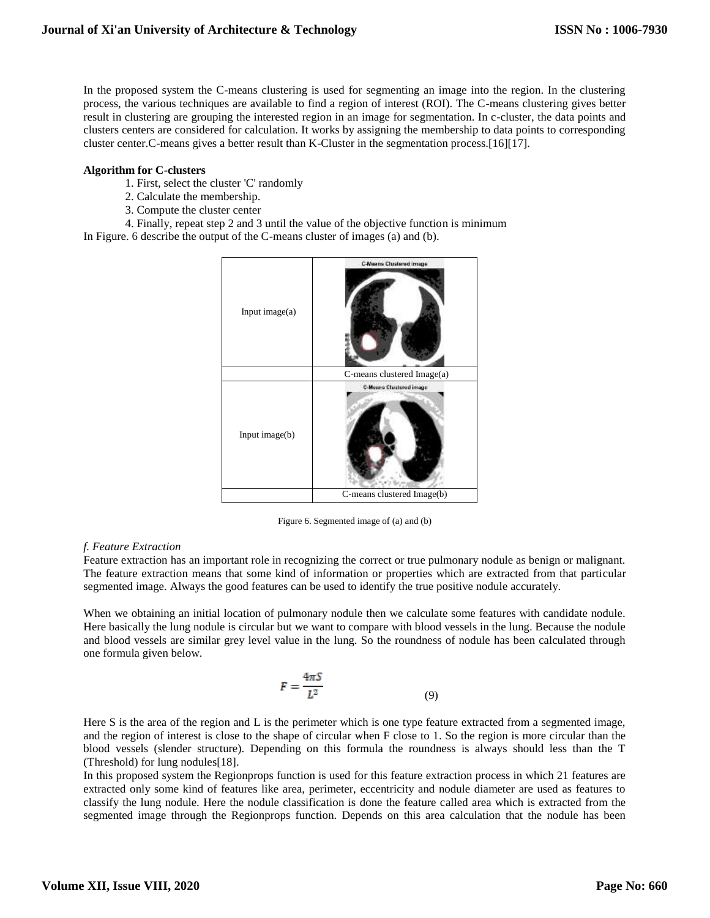In the proposed system the C-means clustering is used for segmenting an image into the region. In the clustering process, the various techniques are available to find a region of interest (ROI). The C-means clustering gives better result in clustering are grouping the interested region in an image for segmentation. In c-cluster, the data points and clusters centers are considered for calculation. It works by assigning the membership to data points to corresponding cluster center.C-means gives a better result than K-Cluster in the segmentation process.[16][17].

**Algorithm for C-clusters**

1. First, select the cluster 'C' randomly
2. Calculate the membership.
3. Compute the cluster center
4. Finally, repeat step 2 and 3 until the value of the objective function is minimum

In Figure. 6 describe the output of the C-means cluster of images (a) and (b).

| Input image(a) | C-Means Clustered image |
|---|---|
| | C-means clustered Image(a) |
| Input image(b) | C-Means Clustered image |
| | C-means clustered Image(b) |

Figure 6. Segmented image of (a) and (b)

*f. Feature Extraction*

Feature extraction has an important role in recognizing the correct or true pulmonary nodule as benign or malignant. The feature extraction means that some kind of information or properties which are extracted from that particular segmented image. Always the good features can be used to identify the true positive nodule accurately.

When we obtaining an initial location of pulmonary nodule then we calculate some features with candidate nodule. Here basically the lung nodule is circular but we want to compare with blood vessels in the lung. Because the nodule and blood vessels are similar grey level value in the lung. So the roundness of nodule has been calculated through one formula given below.

$$F = \frac{4\pi S}{L^2} \tag{9}$$

Here S is the area of the region and L is the perimeter which is one type feature extracted from a segmented image, and the region of interest is close to the shape of circular when F close to 1. So the region is more circular than the blood vessels (slender structure). Depending on this formula the roundness is always should less than the T (Threshold) for lung nodules[18].

In this proposed system the Regionprops function is used for this feature extraction process in which 21 features are extracted only some kind of features like area, perimeter, eccentricity and nodule diameter are used as features to classify the lung nodule. Here the nodule classification is done the feature called area which is extracted from the segmented image through the Regionprops function. Depends on this area calculation that the nodule has been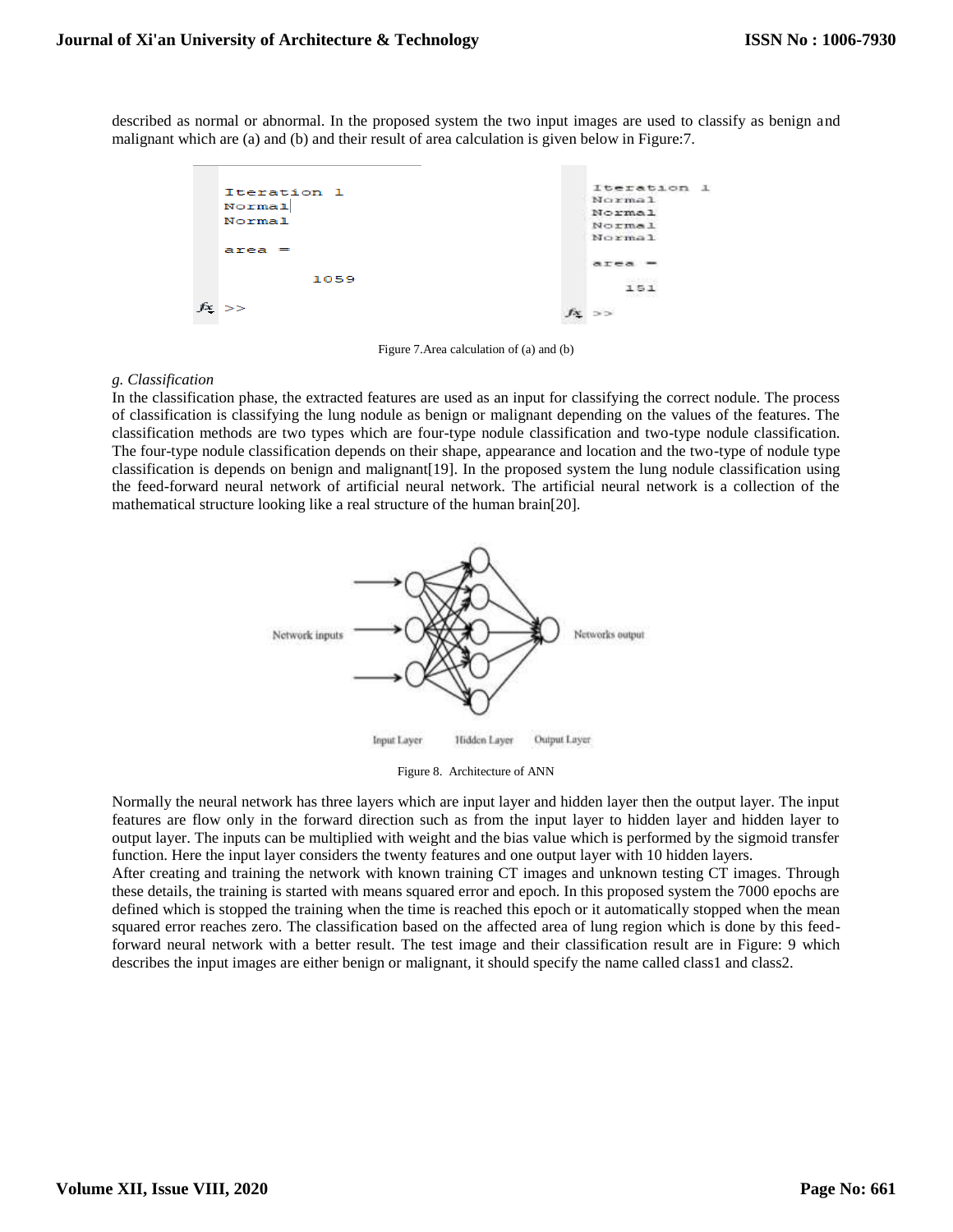described as normal or abnormal. In the proposed system the two input images are used to classify as benign and malignant which are (a) and (b) and their result of area calculation is given below in Figure:7.

Figure 7.Area calculation of (a) and (b)

*g. Classification*

In the classification phase, the extracted features are used as an input for classifying the correct nodule. The process of classification is classifying the lung nodule as benign or malignant depending on the values of the features. The classification methods are two types which are four-type nodule classification and two-type nodule classification. The four-type nodule classification depends on their shape, appearance and location and the two-type of nodule type classification is depends on benign and malignant[19]. In the proposed system the lung nodule classification using the feed-forward neural network of artificial neural network. The artificial neural network is a collection of the mathematical structure looking like a real structure of the human brain[20].

Figure 8. Architecture of ANN

Normally the neural network has three layers which are input layer and hidden layer then the output layer. The input features are flow only in the forward direction such as from the input layer to hidden layer and hidden layer to output layer. The inputs can be multiplied with weight and the bias value which is performed by the sigmoid transfer function. Here the input layer considers the twenty features and one output layer with 10 hidden layers.

After creating and training the network with known training CT images and unknown testing CT images. Through these details, the training is started with means squared error and epoch. In this proposed system the 7000 epochs are defined which is stopped the training when the time is reached this epoch or it automatically stopped when the mean squared error reaches zero. The classification based on the affected area of lung region which is done by this feed-forward neural network with a better result. The test image and their classification result are in Figure: 9 which describes the input images are either benign or malignant, it should specify the name called class1 and class2.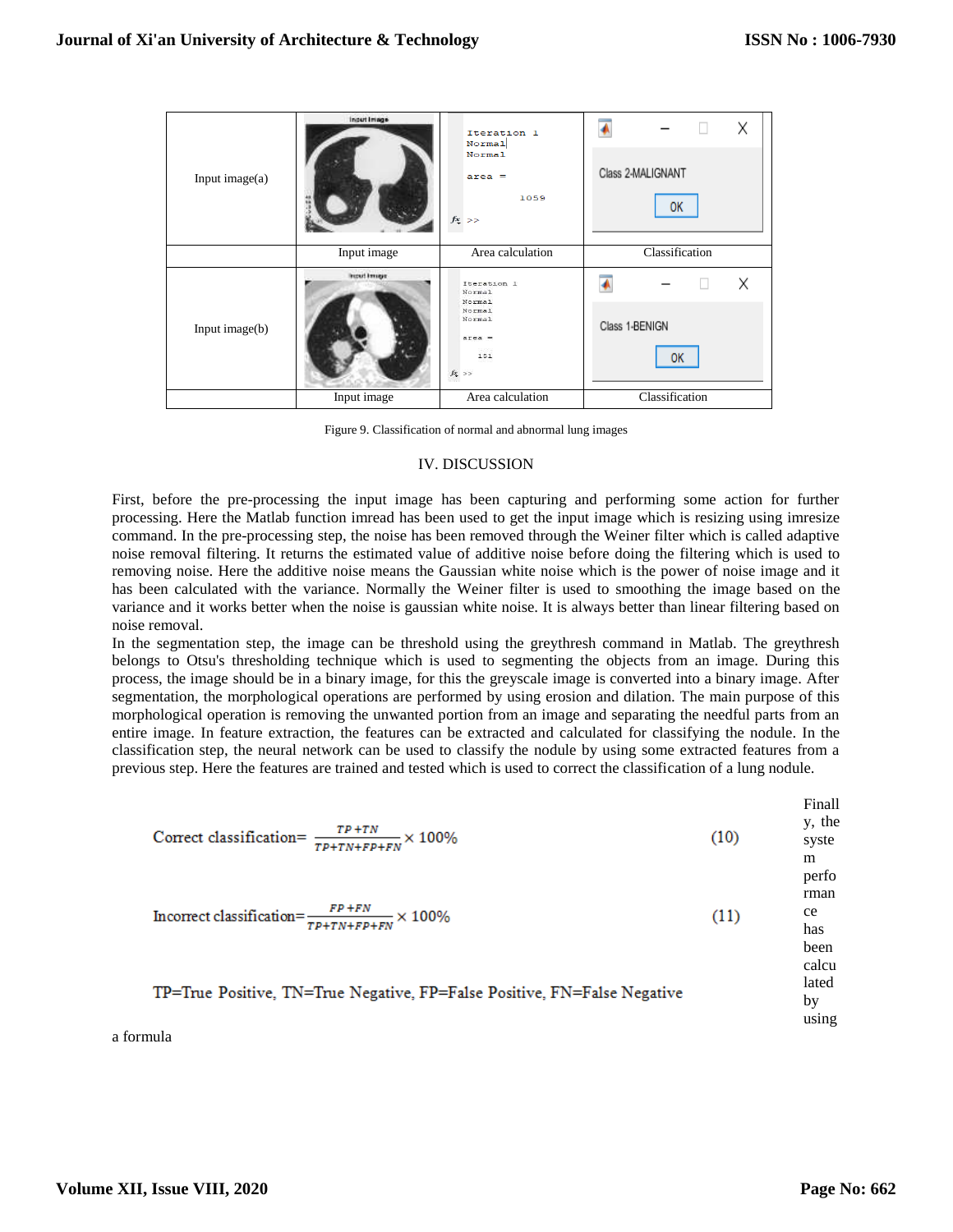| Input image(a) | | Iteration 1 Normal Normal area = 1059 | Class 2-MALIGNANT OK |
|---|---|---|---|
| | Input image | Area calculation | Classification |
| Input image(b) | | Iteration 1 Normal Normal Normal Normal area = 151 | Class 1-BENIGN OK |
| | Input image | Area calculation | Classification |

Figure 9. Classification of normal and abnormal lung images

## IV. DISCUSSION

First, before the pre-processing the input image has been capturing and performing some action for further processing. Here the Matlab function imread has been used to get the input image which is resizing using imresize command. In the pre-processing step, the noise has been removed through the Weiner filter which is called adaptive noise removal filtering. It returns the estimated value of additive noise before doing the filtering which is used to removing noise. Here the additive noise means the Gaussian white noise which is the power of noise image and it has been calculated with the variance. Normally the Weiner filter is used to smoothing the image based on the variance and it works better when the noise is gaussian white noise. It is always better than linear filtering based on noise removal.

In the segmentation step, the image can be threshold using the greythresh command in Matlab. The greythresh belongs to Otsu's thresholding technique which is used to segmenting the objects from an image. During this process, the image should be in a binary image, for this the greyscale image is converted into a binary image. After segmentation, the morphological operations are performed by using erosion and dilation. The main purpose of this morphological operation is removing the unwanted portion from an image and separating the needful parts from an entire image. In feature extraction, the features can be extracted and calculated for classifying the nodule. In the classification step, the neural network can be used to classify the nodule by using some extracted features from a previous step. Here the features are trained and tested which is used to correct the classification of a lung nodule.

Finally, the system performance has been calculated by using a formula

$$\text{Correct classification} = \frac{TP+TN}{TP+TN+FP+FN} \times 100\% \tag{10}$$

$$\text{Incorrect classification} = \frac{FP+FN}{TP+TN+FP+FN} \times 100\% \tag{11}$$

TP=True Positive, TN=True Negative, FP=False Positive, FN=False Negative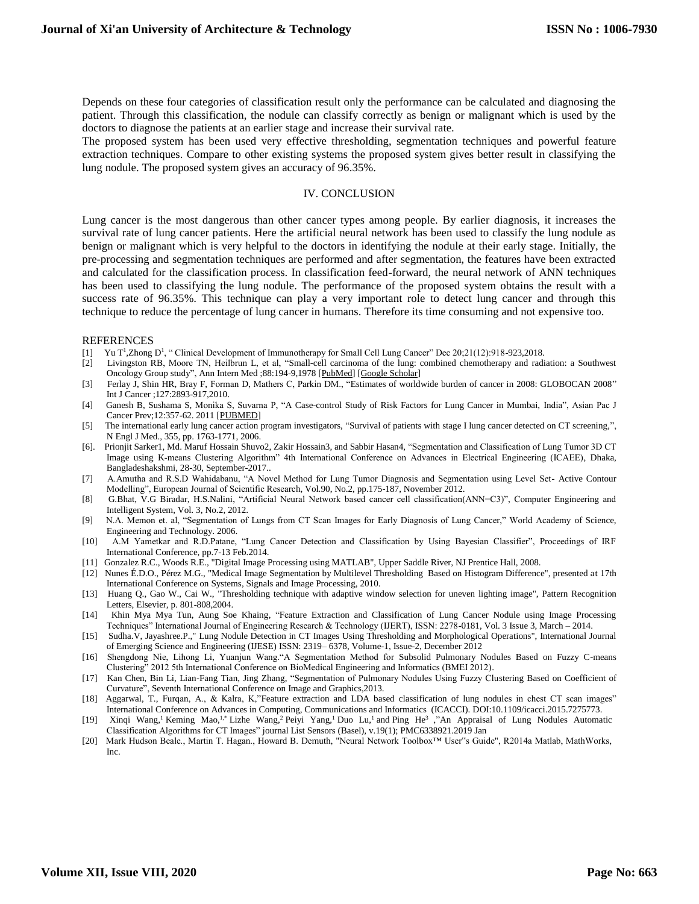Depends on these four categories of classification result only the performance can be calculated and diagnosing the patient. Through this classification, the nodule can classify correctly as benign or malignant which is used by the doctors to diagnose the patients at an earlier stage and increase their survival rate.

The proposed system has been used very effective thresholding, segmentation techniques and powerful feature extraction techniques. Compare to other existing systems the proposed system gives better result in classifying the lung nodule. The proposed system gives an accuracy of 96.35%.

## IV. CONCLUSION

Lung cancer is the most dangerous than other cancer types among people. By earlier diagnosis, it increases the survival rate of lung cancer patients. Here the artificial neural network has been used to classify the lung nodule as benign or malignant which is very helpful to the doctors in identifying the nodule at their early stage. Initially, the pre-processing and segmentation techniques are performed and after segmentation, the features have been extracted and calculated for the classification process. In classification feed-forward, the neural network of ANN techniques has been used to classifying the lung nodule. The performance of the proposed system obtains the result with a success rate of 96.35%. This technique can play a very important role to detect lung cancer and through this technique to reduce the percentage of lung cancer in humans. Therefore its time consuming and not expensive too.

## REFERENCES

[1] Yu T[1],Zhong D[1], " Clinical Development of Immunotherapy for Small Cell Lung Cancer" Dec 20;21(12):918-923,2018.

[2] Livingston RB, Moore TN, Heilbrun L, et al, "Small-cell carcinoma of the lung: combined chemotherapy and radiation: a Southwest Oncology Group study", Ann Intern Med ;88:194-9,1978 [PubMed] [Google Scholar]

[3] Ferlay J, Shin HR, Bray F, Forman D, Mathers C, Parkin DM., "Estimates of worldwide burden of cancer in 2008: GLOBOCAN 2008" Int J Cancer ;127:2893-917,2010.

[4] Ganesh B, Sushama S, Monika S, Suvarna P, "A Case-control Study of Risk Factors for Lung Cancer in Mumbai, India", Asian Pac J Cancer Prev;12:357-62. 2011 [PUBMED]

[5] The international early lung cancer action program investigators, "Survival of patients with stage I lung cancer detected on CT screening,", N Engl J Med., 355, pp. 1763-1771, 2006.

[6]. Prionjit Sarker1, Md. Maruf Hossain Shuvo2, Zakir Hossain3, and Sabbir Hasan4, "Segmentation and Classification of Lung Tumor 3D CT Image using K-means Clustering Algorithm" 4th International Conference on Advances in Electrical Engineering (ICAEE), Dhaka, Bangladeshakshmi, 28-30, September-2017..

[7] A.Amutha and R.S.D Wahidabanu, "A Novel Method for Lung Tumor Diagnosis and Segmentation using Level Set- Active Contour Modelling", European Journal of Scientific Research, Vol.90, No.2, pp.175-187, November 2012.

[8] G.Bhat, V.G Biradar, H.S.Nalini, "Artificial Neural Network based cancer cell classification(ANN=C3)", Computer Engineering and Intelligent System, Vol. 3, No.2, 2012.

[9] N.A. Memon et. al, "Segmentation of Lungs from CT Scan Images for Early Diagnosis of Lung Cancer," World Academy of Science, Engineering and Technology. 2006.

[10] A.M Yametkar and R.D.Patane, "Lung Cancer Detection and Classification by Using Bayesian Classifier", Proceedings of IRF International Conference, pp.7-13 Feb.2014.

[11] Gonzalez R.C., Woods R.E., "Digital Image Processing using MATLAB", Upper Saddle River, NJ Prentice Hall, 2008.

[12] Nunes É.D.O., Pérez M.G., "Medical Image Segmentation by Multilevel Thresholding Based on Histogram Difference", presented at 17th International Conference on Systems, Signals and Image Processing, 2010.

[13] Huang Q., Gao W., Cai W., "Thresholding technique with adaptive window selection for uneven lighting image", Pattern Recognition Letters, Elsevier, p. 801-808,2004.

[14] Khin Mya Mya Tun, Aung Soe Khaing, "Feature Extraction and Classification of Lung Cancer Nodule using Image Processing Techniques" International Journal of Engineering Research & Technology (IJERT), ISSN: 2278-0181, Vol. 3 Issue 3, March – 2014.

[15] Sudha.V, Jayashree.P.," Lung Nodule Detection in CT Images Using Thresholding and Morphological Operations", International Journal of Emerging Science and Engineering (IJESE) ISSN: 2319– 6378, Volume-1, Issue-2, December 2012

[16] Shengdong Nie, Lihong Li, Yuanjun Wang."A Segmentation Method for Subsolid Pulmonary Nodules Based on Fuzzy C-means Clustering" 2012 5th International Conference on BioMedical Engineering and Informatics (BMEI 2012).

[17] Kan Chen, Bin Li, Lian-Fang Tian, Jing Zhang, "Segmentation of Pulmonary Nodules Using Fuzzy Clustering Based on Coefficient of Curvature", Seventh International Conference on Image and Graphics,2013.

[18] Aggarwal, T., Furqan, A., & Kalra, K,"Feature extraction and LDA based classification of lung nodules in chest CT scan images" International Conference on Advances in Computing, Communications and Informatics (ICACCI). DOI:10.1109/icacci.2015.7275773.

[19] Xinqi Wang,[1] Keming Mao,[1,*] Lizhe Wang,[2] Peiyi Yang,[1] Duo Lu,[1] and Ping He[3] ,"An Appraisal of Lung Nodules Automatic Classification Algorithms for CT Images" journal List Sensors (Basel), v.19(1); PMC6338921.2019 Jan

[20] Mark Hudson Beale., Martin T. Hagan., Howard B. Demuth, "Neural Network Toolbox™ User"s Guide", R2014a Matlab, MathWorks, Inc.